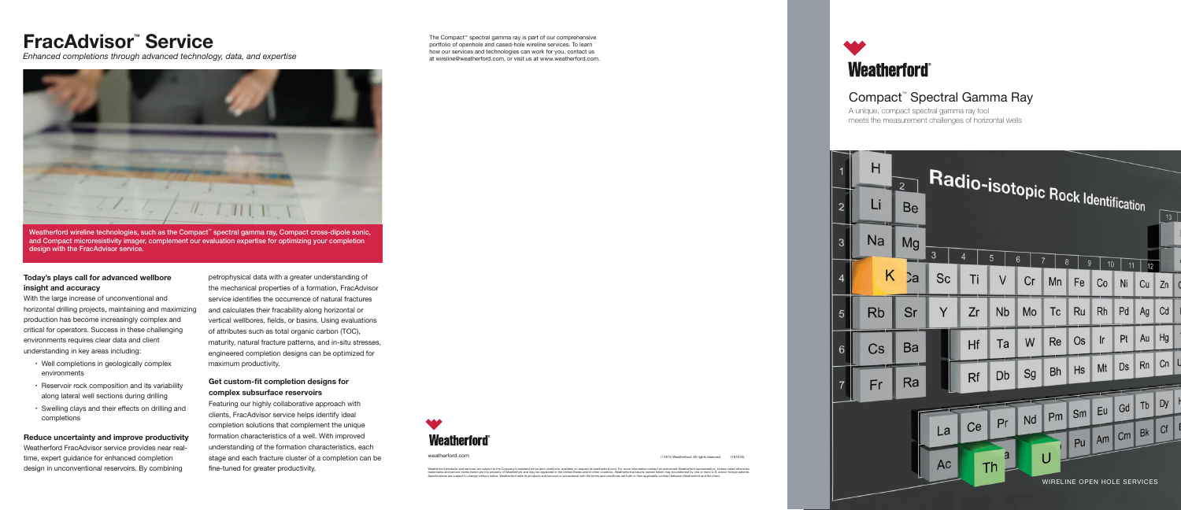# FracAdvisor™ Service

*Enhanced completions through advanced technology, data, and expertise*

**Weatherford wireline technologies, such as the Compact™ spectral gamma ray, Compact cross-dipole sonic, and Compact microresistivity imager, complement our evaluation expertise for optimizing your completion design with the FracAdvisor service.**

### Today's plays call for advanced wellbore insight and accuracy

With the large increase of unconventional and horizontal drilling projects, maintaining and maximizing production has become increasingly complex and critical for operators. Success in these challenging environments requires clear data and client understanding in key areas including:

- Well completions in geologically complex environments
- Reservoir rock composition and its variability along lateral well sections during drilling
- Swelling clays and their effects on drilling and completions

### Reduce uncertainty and improve productivity

Weatherford FracAdvisor service provides near real-time, expert guidance for enhanced completion design in unconventional reservoirs. By combining petrophysical data with a greater understanding of the mechanical properties of a formation, FracAdvisor service identifies the occurrence of natural fractures and calculates their fracability along horizontal or vertical wellbores, fields, or basins. Using evaluations of attributes such as total organic carbon (TOC), maturity, natural fracture patterns, and in-situ stresses, engineered completion designs can be optimized for maximum productivity.

### Get custom-fit completion designs for complex subsurface reservoirs

Featuring our highly collaborative approach with clients, FracAdvisor service helps identify ideal completion solutions that complement the unique formation characteristics of a well. With improved understanding of the formation characteristics, each stage and each fracture cluster of a completion can be fine-tuned for greater productivity.

The Compact™ spectral gamma ray is part of our comprehensive portfolio of openhole and cased-hole wireline services. To learn how our services and technologies can work for you, contact us at wireline@weatherford.com, or visit us at www.weatherford.com.

Weatherford

weatherford.com

© 2014 Weatherford. All rights reserved. 11816.00

Weatherford

# Compact™ Spectral Gamma Ray

A unique, compact spectral gamma ray tool meets the measurement challenges of horizontal wells

Radio-isotopic Rock Identification

WIRELINE OPEN HOLE SERVICES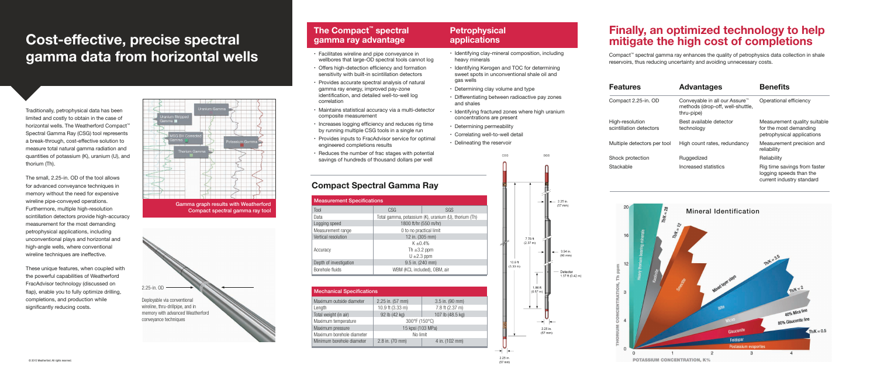# Cost-effective, precise spectral gamma data from horizontal wells

Traditionally, petrophysical data has been limited and costly to obtain in the case of horizontal wells. The Weatherford Compact™ Spectral Gamma Ray (CSG) tool represents a break-through, cost-effective solution to measure total natural gamma radiation and quantities of potassium (K), uranium (U), and thorium (Th).

The small, 2.25-in. OD of the tool allows for advanced conveyance techniques in memory without the need for expensive wireline pipe-conveyed operations. Furthermore, multiple high-resolution scintillation detectors provide high-accuracy measurement for the most demanding petrophysical applications, including unconventional plays and horizontal and high-angle wells, where conventional wireline techniques are ineffective.

These unique features, when coupled with the powerful capabilities of Weatherford FracAdvisor technology (discussed on flap), enable you to fully optimize drilling, completions, and production while significantly reducing costs.

Uranium Gamma
Uranium Stripped Gamma
MSG BH Corrected Gamma
Potassium Gamma
Thorium Gamma

Gamma graph results with Weatherford Compact spectral gamma ray tool

2.25-in. OD

Deployable via conventional wireline, thru-drillpipe, and in memory with advanced Weatherford conveyance techniques

## The Compact™ spectral gamma ray advantage

- Facilitates wireline and pipe conveyance in wellbores that large-OD spectral tools cannot log
- Offers high-detection efficiency and formation sensitivity with built-in scintillation detectors
- Provides accurate spectral analysis of natural gamma ray energy, improved pay-zone identification, and detailed well-to-well log correlation
- Maintains statistical accuracy via a multi-detector composite measurement
- Increases logging efficiency and reduces rig time by running multiple CSG tools in a single run
- Provides inputs to FracAdvisor service for optimal engineered completions results
- Reduces the number of frac stages with potential savings of hundreds of thousand dollars per well

## Petrophysical applications

- Identifying clay-mineral composition, including heavy minerals
- Identifying Kerogen and TOC for determining sweet spots in unconventional shale oil and gas wells
- Determining clay volume and type
- Differentiating between radioactive pay zones and shales
- Identifying fractured zones where high uranium concentrations are present
- Determining permeability
- Correlating well-to-well detail
- Delineating the reservoir

## Compact Spectral Gamma Ray

| Measurement Specifications | | |
|---|---|---|
| Tool | CSG | SGS |
| Data | Total gamma, potassium (K), uranium (U), thorium (Th) | |
| Logging speed | 1800 ft/hr (550 m/hr) | |
| Measurement range | 0 to no practical limit | |
| Vertical resolution | 12 in. (305 mm) | |
| Accuracy | K ±0.4%<br>Th ±3.2 ppm<br>U ±2.3 ppm | |
| Depth of investigation | 9.5 in. (240 mm) | |
| Borehole fluids | WBM (KCL included), OBM, air | |

| Mechanical Specifications | | |
|---|---|---|
| Maximum outside diameter | 2.25 in. (57 mm) | 3.5 in. (90 mm) |
| Length | 10.9 ft (3.33 m) | 7.8 ft (2.37 m) |
| Total weight (in air) | 92 lb (42 kg) | 107 lb (48.5 kg) |
| Maximum temperature | 300°F (150°C) | |
| Maximum pressure | 15 kpsi (103 MPa) | |
| Maximum borehole diameter | No limit | |
| Minimum borehole diameter | 2.8 in. (70 mm) | 4 in. (102 mm) |

CSG
SGS
2.25 in. (57 mm)
7.78 ft (2.37 m)
10.9 ft (3.33 m)
3.54 in. (90 mm)
Detector 1.37 ft (0.42 m)
1.86 ft (0.57 m)
2.25 in. (57 mm)
2.25 in. (57 mm)

# Finally, an optimized technology to help mitigate the high cost of completions

Compact™ spectral gamma ray enhances the quality of petrophysics data collection in shale reservoirs, thus reducing uncertainty and avoiding unnecessary costs.

| Features | Advantages | Benefits |
|---|---|---|
| Compact 2.25-in. OD | Conveyable in all our Assure™ methods (drop-off, well-shuttle, thru-pipe) | Operational efficiency |
| High-resolution scintillation detectors | Best available detector technology | Measurement quality suitable for the most demanding petrophysical applications |
| Multiple detectors per tool | High count rates, redundancy | Measurement precision and reliability |
| Shock protection | Ruggedized | Reliability |
| Stackable | Increased statistics | Rig time savings from faster logging speeds than the current industry standard |

Mineral Identification
Th/K = 28
Th/K = 12
Th/K = 3.5
Th/K = 2
Th/K = 0.5
Heavy thorium bearing minerals
Kaolinite
Smectite
Mixed layer clays
Illite
Micas
40% Mica line
80% Glauconite line
Glauconite
Feldspar
Potassium evaporites
THORIUM CONCENTRATION, Th ppm
20
16
12
8
4
0
0
1
2
3
4
POTASSIUM CONCENTRATION, K%

© 2015 Weatherford. All rights reserved.